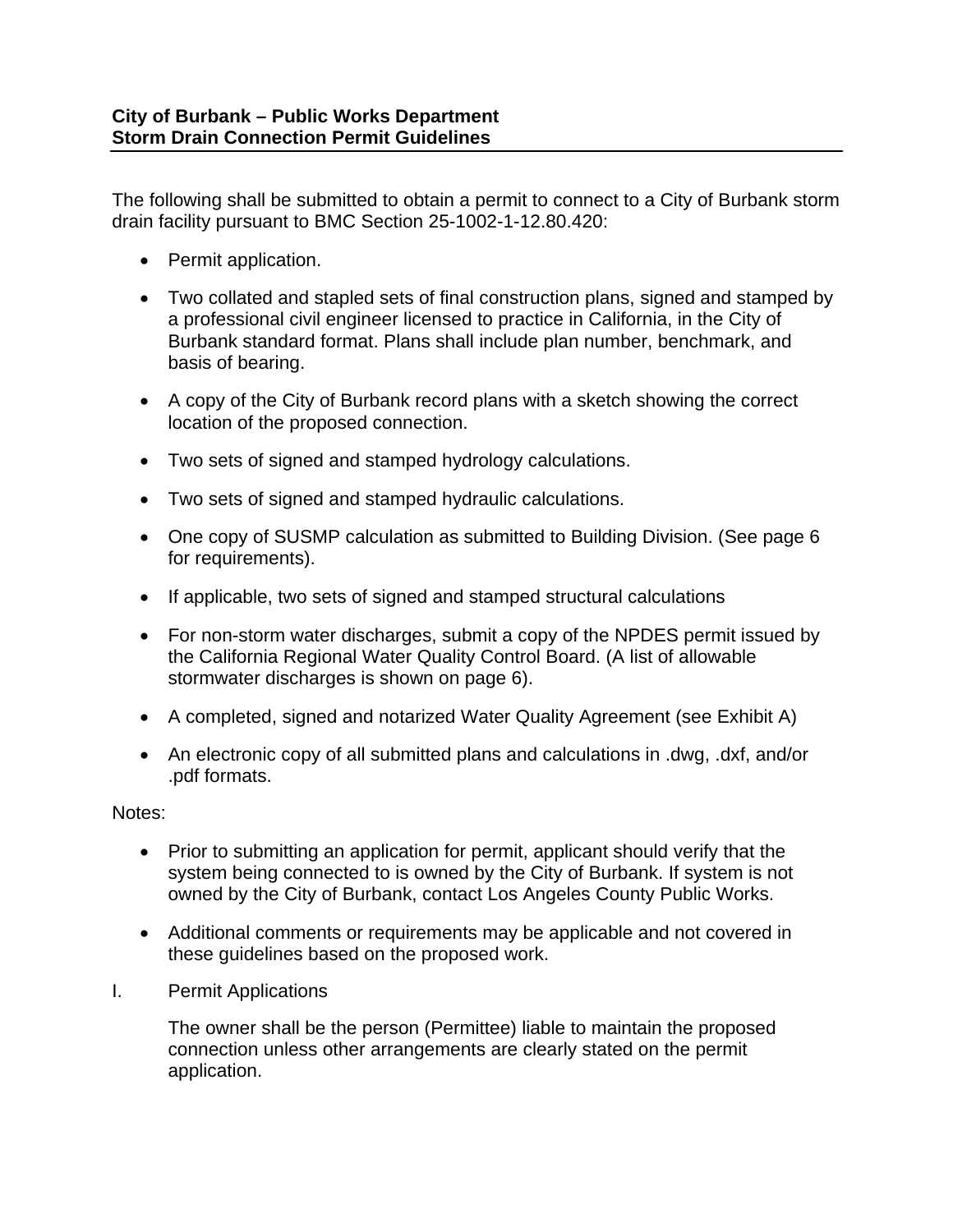**City of Burbank – Public Works Department**
**Storm Drain Connection Permit Guidelines**

The following shall be submitted to obtain a permit to connect to a City of Burbank storm drain facility pursuant to BMC Section 25-1002-1-12.80.420:

- Permit application.
- Two collated and stapled sets of final construction plans, signed and stamped by a professional civil engineer licensed to practice in California, in the City of Burbank standard format. Plans shall include plan number, benchmark, and basis of bearing.
- A copy of the City of Burbank record plans with a sketch showing the correct location of the proposed connection.
- Two sets of signed and stamped hydrology calculations.
- Two sets of signed and stamped hydraulic calculations.
- One copy of SUSMP calculation as submitted to Building Division. (See page 6 for requirements).
- If applicable, two sets of signed and stamped structural calculations
- For non-storm water discharges, submit a copy of the NPDES permit issued by the California Regional Water Quality Control Board. (A list of allowable stormwater discharges is shown on page 6).
- A completed, signed and notarized Water Quality Agreement (see Exhibit A)
- An electronic copy of all submitted plans and calculations in .dwg, .dxf, and/or .pdf formats.

Notes:

- Prior to submitting an application for permit, applicant should verify that the system being connected to is owned by the City of Burbank. If system is not owned by the City of Burbank, contact Los Angeles County Public Works.
- Additional comments or requirements may be applicable and not covered in these guidelines based on the proposed work.

I. Permit Applications

The owner shall be the person (Permittee) liable to maintain the proposed connection unless other arrangements are clearly stated on the permit application.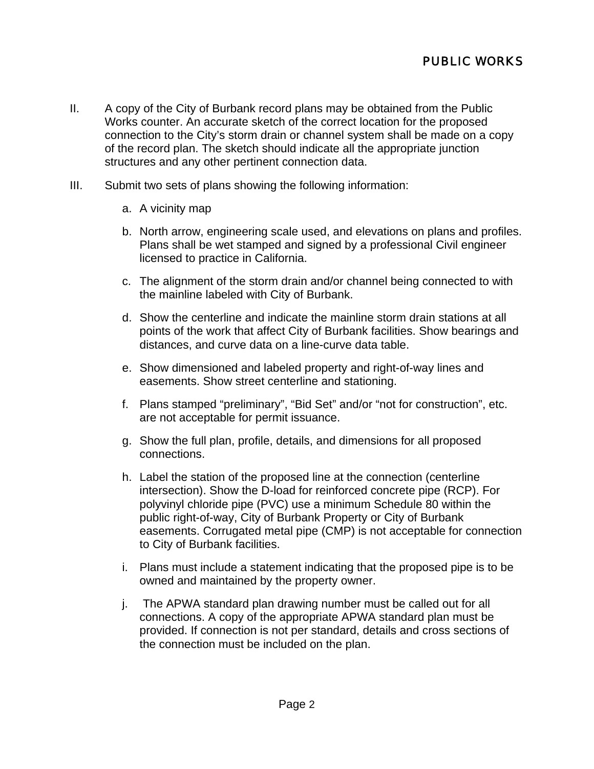II. A copy of the City of Burbank record plans may be obtained from the Public Works counter. An accurate sketch of the correct location for the proposed connection to the City's storm drain or channel system shall be made on a copy of the record plan. The sketch should indicate all the appropriate junction structures and any other pertinent connection data.

III. Submit two sets of plans showing the following information:

   a. A vicinity map

   b. North arrow, engineering scale used, and elevations on plans and profiles. Plans shall be wet stamped and signed by a professional Civil engineer licensed to practice in California.

   c. The alignment of the storm drain and/or channel being connected to with the mainline labeled with City of Burbank.

   d. Show the centerline and indicate the mainline storm drain stations at all points of the work that affect City of Burbank facilities. Show bearings and distances, and curve data on a line-curve data table.

   e. Show dimensioned and labeled property and right-of-way lines and easements. Show street centerline and stationing.

   f. Plans stamped "preliminary", "Bid Set" and/or "not for construction", etc. are not acceptable for permit issuance.

   g. Show the full plan, profile, details, and dimensions for all proposed connections.

   h. Label the station of the proposed line at the connection (centerline intersection). Show the D-load for reinforced concrete pipe (RCP). For polyvinyl chloride pipe (PVC) use a minimum Schedule 80 within the public right-of-way, City of Burbank Property or City of Burbank easements. Corrugated metal pipe (CMP) is not acceptable for connection to City of Burbank facilities.

   i. Plans must include a statement indicating that the proposed pipe is to be owned and maintained by the property owner.

   j. The APWA standard plan drawing number must be called out for all connections. A copy of the appropriate APWA standard plan must be provided. If connection is not per standard, details and cross sections of the connection must be included on the plan.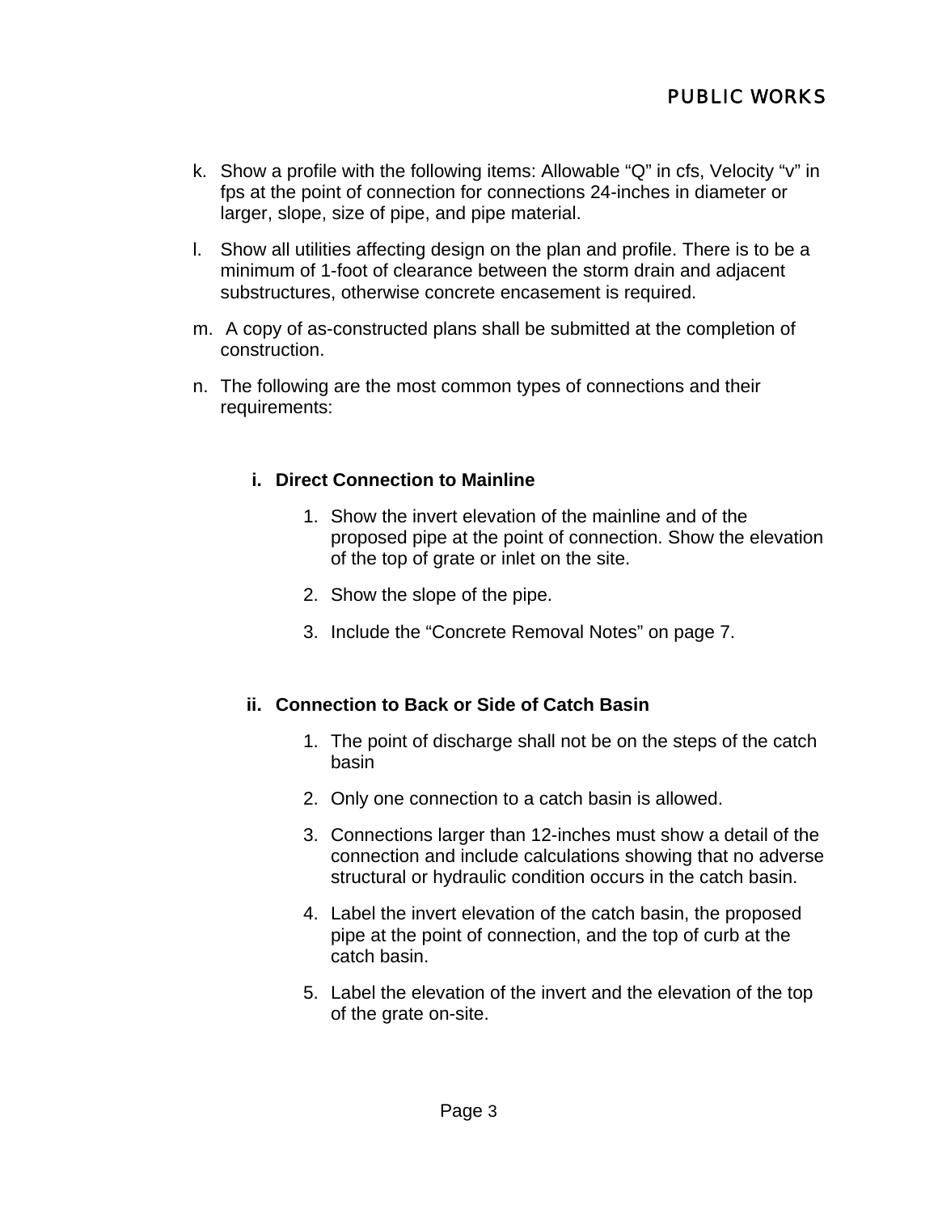k. Show a profile with the following items: Allowable "Q" in cfs, Velocity "v" in fps at the point of connection for connections 24-inches in diameter or larger, slope, size of pipe, and pipe material.

l. Show all utilities affecting design on the plan and profile. There is to be a minimum of 1-foot of clearance between the storm drain and adjacent substructures, otherwise concrete encasement is required.

m. A copy of as-constructed plans shall be submitted at the completion of construction.

n. The following are the most common types of connections and their requirements:

**i. Direct Connection to Mainline**

1. Show the invert elevation of the mainline and of the proposed pipe at the point of connection. Show the elevation of the top of grate or inlet on the site.
2. Show the slope of the pipe.
3. Include the "Concrete Removal Notes" on page 7.

**ii. Connection to Back or Side of Catch Basin**

1. The point of discharge shall not be on the steps of the catch basin
2. Only one connection to a catch basin is allowed.
3. Connections larger than 12-inches must show a detail of the connection and include calculations showing that no adverse structural or hydraulic condition occurs in the catch basin.
4. Label the invert elevation of the catch basin, the proposed pipe at the point of connection, and the top of curb at the catch basin.
5. Label the elevation of the invert and the elevation of the top of the grate on-site.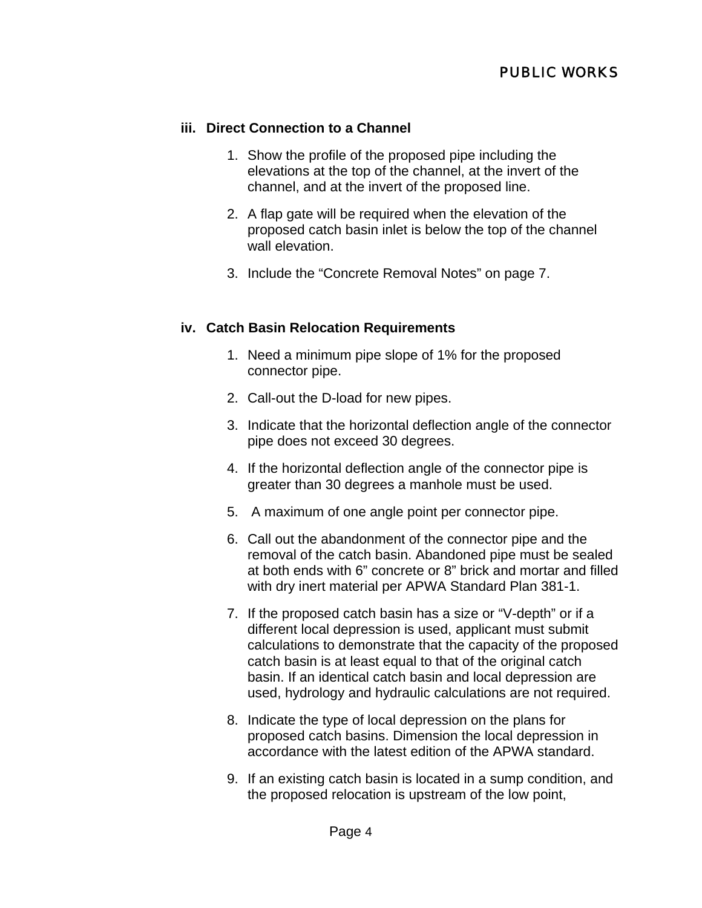### iii. Direct Connection to a Channel

1. Show the profile of the proposed pipe including the elevations at the top of the channel, at the invert of the channel, and at the invert of the proposed line.
2. A flap gate will be required when the elevation of the proposed catch basin inlet is below the top of the channel wall elevation.
3. Include the “Concrete Removal Notes” on page 7.

### iv. Catch Basin Relocation Requirements

1. Need a minimum pipe slope of 1% for the proposed connector pipe.
2. Call-out the D-load for new pipes.
3. Indicate that the horizontal deflection angle of the connector pipe does not exceed 30 degrees.
4. If the horizontal deflection angle of the connector pipe is greater than 30 degrees a manhole must be used.
5. A maximum of one angle point per connector pipe.
6. Call out the abandonment of the connector pipe and the removal of the catch basin. Abandoned pipe must be sealed at both ends with 6” concrete or 8” brick and mortar and filled with dry inert material per APWA Standard Plan 381-1.
7. If the proposed catch basin has a size or “V-depth” or if a different local depression is used, applicant must submit calculations to demonstrate that the capacity of the proposed catch basin is at least equal to that of the original catch basin. If an identical catch basin and local depression are used, hydrology and hydraulic calculations are not required.
8. Indicate the type of local depression on the plans for proposed catch basins. Dimension the local depression in accordance with the latest edition of the APWA standard.
9. If an existing catch basin is located in a sump condition, and the proposed relocation is upstream of the low point,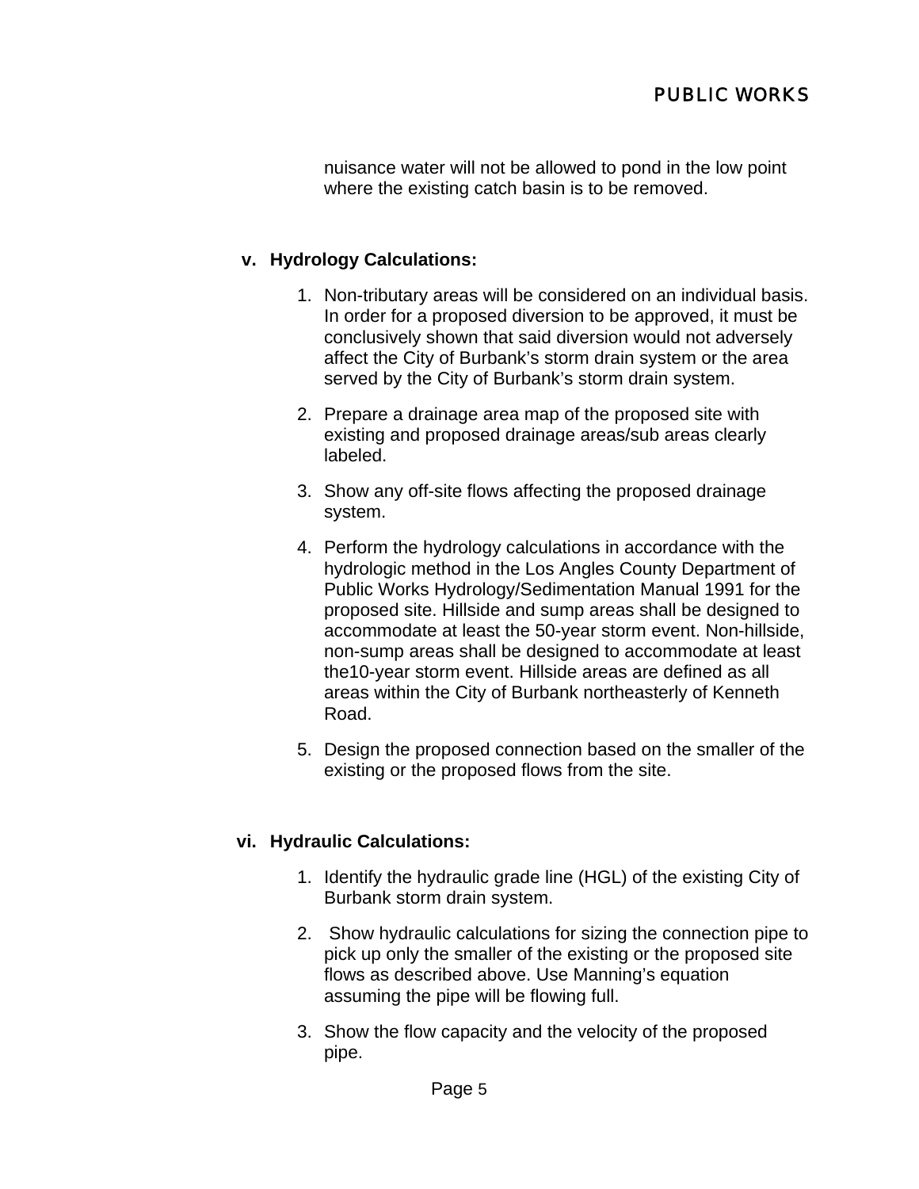nuisance water will not be allowed to pond in the low point where the existing catch basin is to be removed.

**v. Hydrology Calculations:**

1. Non-tributary areas will be considered on an individual basis. In order for a proposed diversion to be approved, it must be conclusively shown that said diversion would not adversely affect the City of Burbank's storm drain system or the area served by the City of Burbank's storm drain system.
2. Prepare a drainage area map of the proposed site with existing and proposed drainage areas/sub areas clearly labeled.
3. Show any off-site flows affecting the proposed drainage system.
4. Perform the hydrology calculations in accordance with the hydrologic method in the Los Angles County Department of Public Works Hydrology/Sedimentation Manual 1991 for the proposed site. Hillside and sump areas shall be designed to accommodate at least the 50-year storm event. Non-hillside, non-sump areas shall be designed to accommodate at least the10-year storm event. Hillside areas are defined as all areas within the City of Burbank northeasterly of Kenneth Road.
5. Design the proposed connection based on the smaller of the existing or the proposed flows from the site.

**vi. Hydraulic Calculations:**

1. Identify the hydraulic grade line (HGL) of the existing City of Burbank storm drain system.
2. Show hydraulic calculations for sizing the connection pipe to pick up only the smaller of the existing or the proposed site flows as described above. Use Manning's equation assuming the pipe will be flowing full.
3. Show the flow capacity and the velocity of the proposed pipe.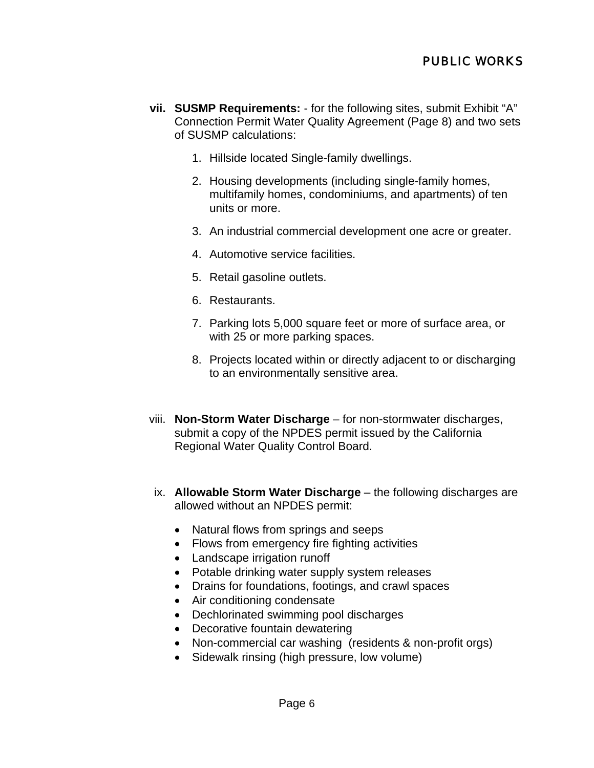vii. **SUSMP Requirements:** - for the following sites, submit Exhibit "A" Connection Permit Water Quality Agreement (Page 8) and two sets of SUSMP calculations:

1. Hillside located Single-family dwellings.
2. Housing developments (including single-family homes, multifamily homes, condominiums, and apartments) of ten units or more.
3. An industrial commercial development one acre or greater.
4. Automotive service facilities.
5. Retail gasoline outlets.
6. Restaurants.
7. Parking lots 5,000 square feet or more of surface area, or with 25 or more parking spaces.
8. Projects located within or directly adjacent to or discharging to an environmentally sensitive area.

viii. **Non-Storm Water Discharge** – for non-stormwater discharges, submit a copy of the NPDES permit issued by the California Regional Water Quality Control Board.

ix. **Allowable Storm Water Discharge** – the following discharges are allowed without an NPDES permit:

- Natural flows from springs and seeps
- Flows from emergency fire fighting activities
- Landscape irrigation runoff
- Potable drinking water supply system releases
- Drains for foundations, footings, and crawl spaces
- Air conditioning condensate
- Dechlorinated swimming pool discharges
- Decorative fountain dewatering
- Non-commercial car washing (residents & non-profit orgs)
- Sidewalk rinsing (high pressure, low volume)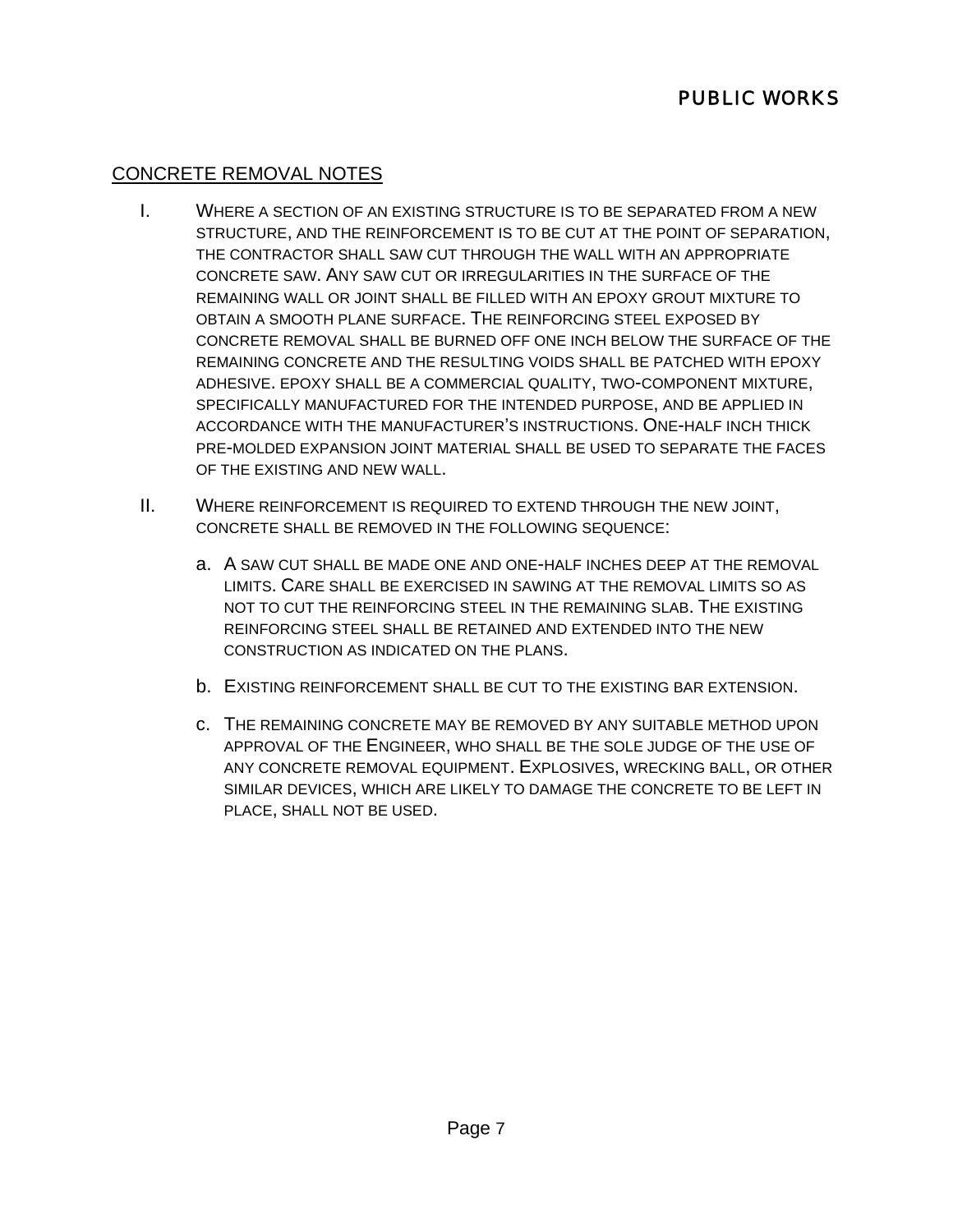## CONCRETE REMOVAL NOTES

I. WHERE A SECTION OF AN EXISTING STRUCTURE IS TO BE SEPARATED FROM A NEW STRUCTURE, AND THE REINFORCEMENT IS TO BE CUT AT THE POINT OF SEPARATION, THE CONTRACTOR SHALL SAW CUT THROUGH THE WALL WITH AN APPROPRIATE CONCRETE SAW. ANY SAW CUT OR IRREGULARITIES IN THE SURFACE OF THE REMAINING WALL OR JOINT SHALL BE FILLED WITH AN EPOXY GROUT MIXTURE TO OBTAIN A SMOOTH PLANE SURFACE. THE REINFORCING STEEL EXPOSED BY CONCRETE REMOVAL SHALL BE BURNED OFF ONE INCH BELOW THE SURFACE OF THE REMAINING CONCRETE AND THE RESULTING VOIDS SHALL BE PATCHED WITH EPOXY ADHESIVE. EPOXY SHALL BE A COMMERCIAL QUALITY, TWO-COMPONENT MIXTURE, SPECIFICALLY MANUFACTURED FOR THE INTENDED PURPOSE, AND BE APPLIED IN ACCORDANCE WITH THE MANUFACTURER'S INSTRUCTIONS. ONE-HALF INCH THICK PRE-MOLDED EXPANSION JOINT MATERIAL SHALL BE USED TO SEPARATE THE FACES OF THE EXISTING AND NEW WALL.

II. WHERE REINFORCEMENT IS REQUIRED TO EXTEND THROUGH THE NEW JOINT, CONCRETE SHALL BE REMOVED IN THE FOLLOWING SEQUENCE:

   a. A SAW CUT SHALL BE MADE ONE AND ONE-HALF INCHES DEEP AT THE REMOVAL LIMITS. CARE SHALL BE EXERCISED IN SAWING AT THE REMOVAL LIMITS SO AS NOT TO CUT THE REINFORCING STEEL IN THE REMAINING SLAB. THE EXISTING REINFORCING STEEL SHALL BE RETAINED AND EXTENDED INTO THE NEW CONSTRUCTION AS INDICATED ON THE PLANS.

   b. EXISTING REINFORCEMENT SHALL BE CUT TO THE EXISTING BAR EXTENSION.

   c. THE REMAINING CONCRETE MAY BE REMOVED BY ANY SUITABLE METHOD UPON APPROVAL OF THE ENGINEER, WHO SHALL BE THE SOLE JUDGE OF THE USE OF ANY CONCRETE REMOVAL EQUIPMENT. EXPLOSIVES, WRECKING BALL, OR OTHER SIMILAR DEVICES, WHICH ARE LIKELY TO DAMAGE THE CONCRETE TO BE LEFT IN PLACE, SHALL NOT BE USED.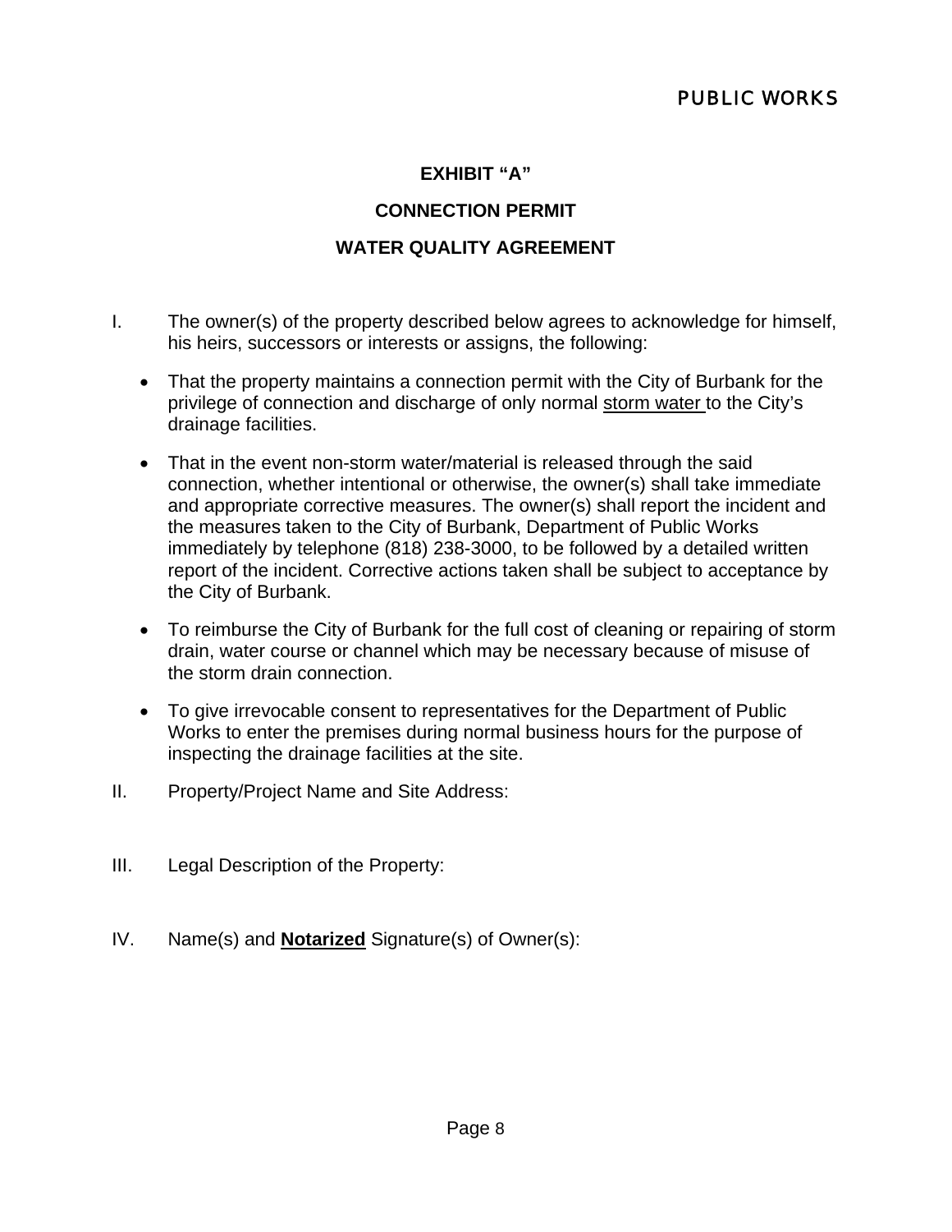**EXHIBIT "A"**

**CONNECTION PERMIT**

**WATER QUALITY AGREEMENT**

I. The owner(s) of the property described below agrees to acknowledge for himself, his heirs, successors or interests or assigns, the following:

- That the property maintains a connection permit with the City of Burbank for the privilege of connection and discharge of only normal <u>storm water</u> to the City's drainage facilities.
- That in the event non-storm water/material is released through the said connection, whether intentional or otherwise, the owner(s) shall take immediate and appropriate corrective measures. The owner(s) shall report the incident and the measures taken to the City of Burbank, Department of Public Works immediately by telephone (818) 238-3000, to be followed by a detailed written report of the incident. Corrective actions taken shall be subject to acceptance by the City of Burbank.
- To reimburse the City of Burbank for the full cost of cleaning or repairing of storm drain, water course or channel which may be necessary because of misuse of the storm drain connection.
- To give irrevocable consent to representatives for the Department of Public Works to enter the premises during normal business hours for the purpose of inspecting the drainage facilities at the site.

II. Property/Project Name and Site Address:

III. Legal Description of the Property:

IV. Name(s) and **<u>Notarized</u>** Signature(s) of Owner(s):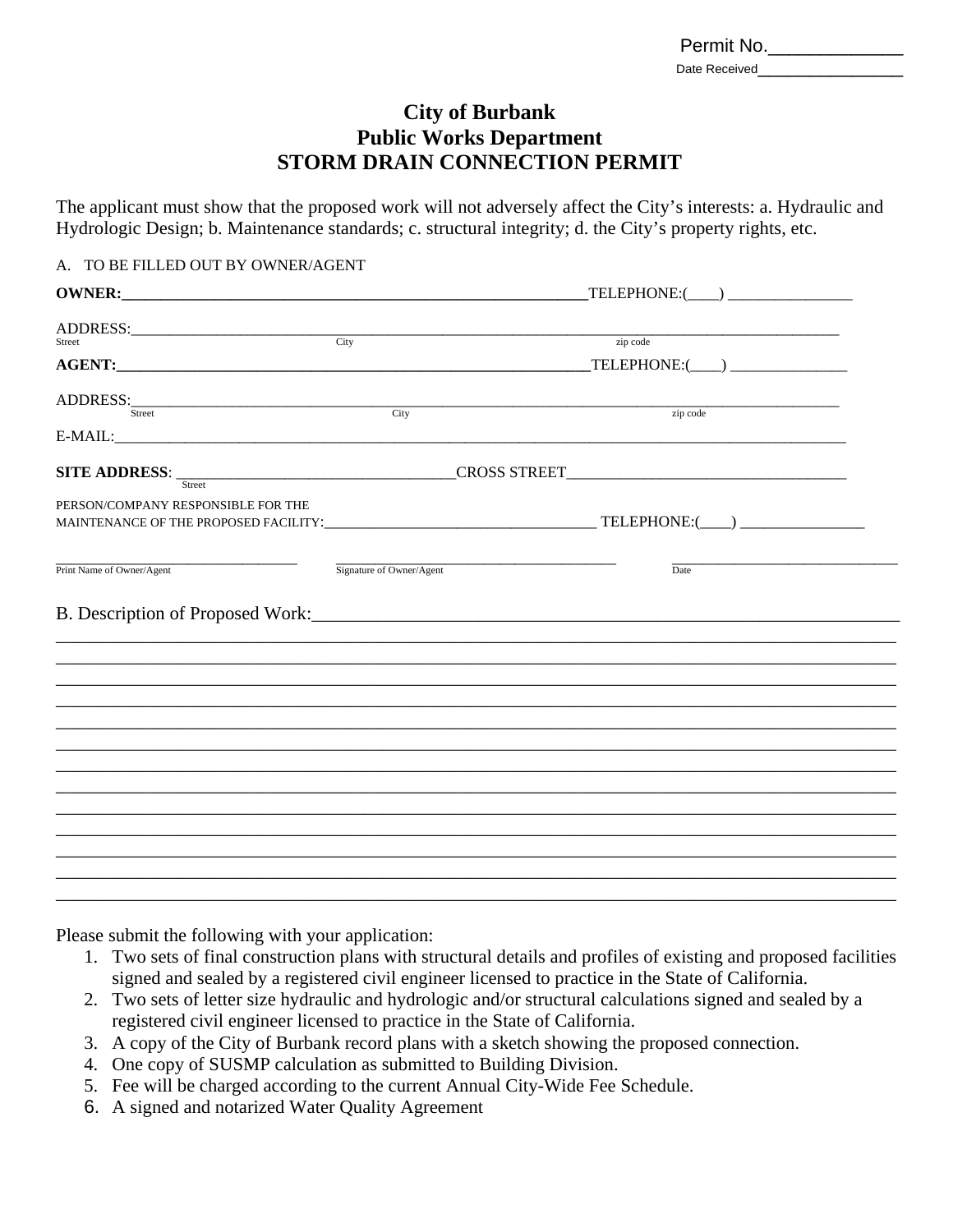Permit No.______________

Date Received__________________

# City of Burbank
# Public Works Department
# STORM DRAIN CONNECTION PERMIT

The applicant must show that the proposed work will not adversely affect the City's interests: a. Hydraulic and Hydrologic Design; b. Maintenance standards; c. structural integrity; d. the City's property rights, etc.

A. TO BE FILLED OUT BY OWNER/AGENT

**OWNER:**_____________________________________________________________TELEPHONE:(____) ________________

ADDRESS:_____________________________________________________________________________________________
Street City zip code

**AGENT:**_____________________________________________________________TELEPHONE:(____) ________________

ADDRESS:_____________________________________________________________________________________________
Street City zip code

E-MAIL:_______________________________________________________________________________________________

**SITE ADDRESS**: ____________________________________CROSS STREET____________________________________
Street

PERSON/COMPANY RESPONSIBLE FOR THE
MAINTENANCE OF THE PROPOSED FACILITY:_____________________________________ TELEPHONE:(____) ________________

_________________________________ _______________________________________ _______________________________
Print Name of Owner/Agent Signature of Owner/Agent Date

B. Description of Proposed Work:_______________________________________________________________________

_____________________________________________________________________________________________________

_____________________________________________________________________________________________________

_____________________________________________________________________________________________________

_____________________________________________________________________________________________________

_____________________________________________________________________________________________________

_____________________________________________________________________________________________________

_____________________________________________________________________________________________________

_____________________________________________________________________________________________________

_____________________________________________________________________________________________________

_____________________________________________________________________________________________________

_____________________________________________________________________________________________________

_____________________________________________________________________________________________________

_____________________________________________________________________________________________________

Please submit the following with your application:

1. Two sets of final construction plans with structural details and profiles of existing and proposed facilities signed and sealed by a registered civil engineer licensed to practice in the State of California.
2. Two sets of letter size hydraulic and hydrologic and/or structural calculations signed and sealed by a registered civil engineer licensed to practice in the State of California.
3. A copy of the City of Burbank record plans with a sketch showing the proposed connection.
4. One copy of SUSMP calculation as submitted to Building Division.
5. Fee will be charged according to the current Annual City-Wide Fee Schedule.
6. A signed and notarized Water Quality Agreement